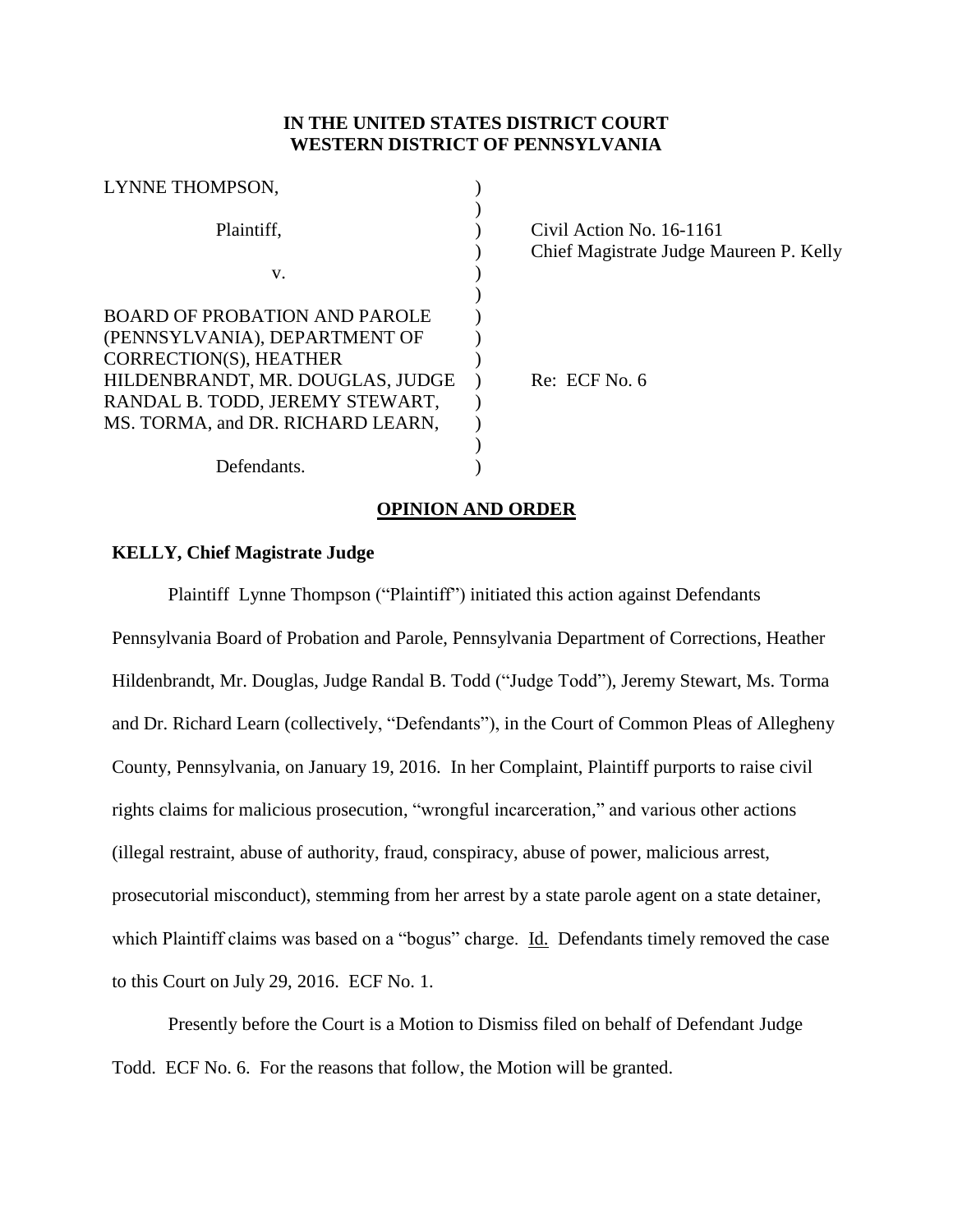**IN THE UNITED STATES DISTRICT COURT**
**WESTERN DISTRICT OF PENNSYLVANIA**

| | | |
|---|---|---|
| LYNNE THOMPSON, | ) | |
| | ) | |
| Plaintiff, | ) | Civil Action No. 16-1161 |
| | ) | Chief Magistrate Judge Maureen P. Kelly |
| v. | ) | |
| | ) | |
| BOARD OF PROBATION AND PAROLE (PENNSYLVANIA), DEPARTMENT OF CORRECTION(S), HEATHER HILDENBRANDT, MR. DOUGLAS, JUDGE RANDAL B. TODD, JEREMY STEWART, MS. TORMA, and DR. RICHARD LEARN, | ) | Re: ECF No. 6 |
| | ) | |
| Defendants. | ) | |

## OPINION AND ORDER

**KELLY, Chief Magistrate Judge**

Plaintiff Lynne Thompson ("Plaintiff") initiated this action against Defendants Pennsylvania Board of Probation and Parole, Pennsylvania Department of Corrections, Heather Hildenbrandt, Mr. Douglas, Judge Randal B. Todd ("Judge Todd"), Jeremy Stewart, Ms. Torma and Dr. Richard Learn (collectively, "Defendants"), in the Court of Common Pleas of Allegheny County, Pennsylvania, on January 19, 2016. In her Complaint, Plaintiff purports to raise civil rights claims for malicious prosecution, "wrongful incarceration," and various other actions (illegal restraint, abuse of authority, fraud, conspiracy, abuse of power, malicious arrest, prosecutorial misconduct), stemming from her arrest by a state parole agent on a state detainer, which Plaintiff claims was based on a "bogus" charge. Id. Defendants timely removed the case to this Court on July 29, 2016. ECF No. 1.

Presently before the Court is a Motion to Dismiss filed on behalf of Defendant Judge Todd. ECF No. 6. For the reasons that follow, the Motion will be granted.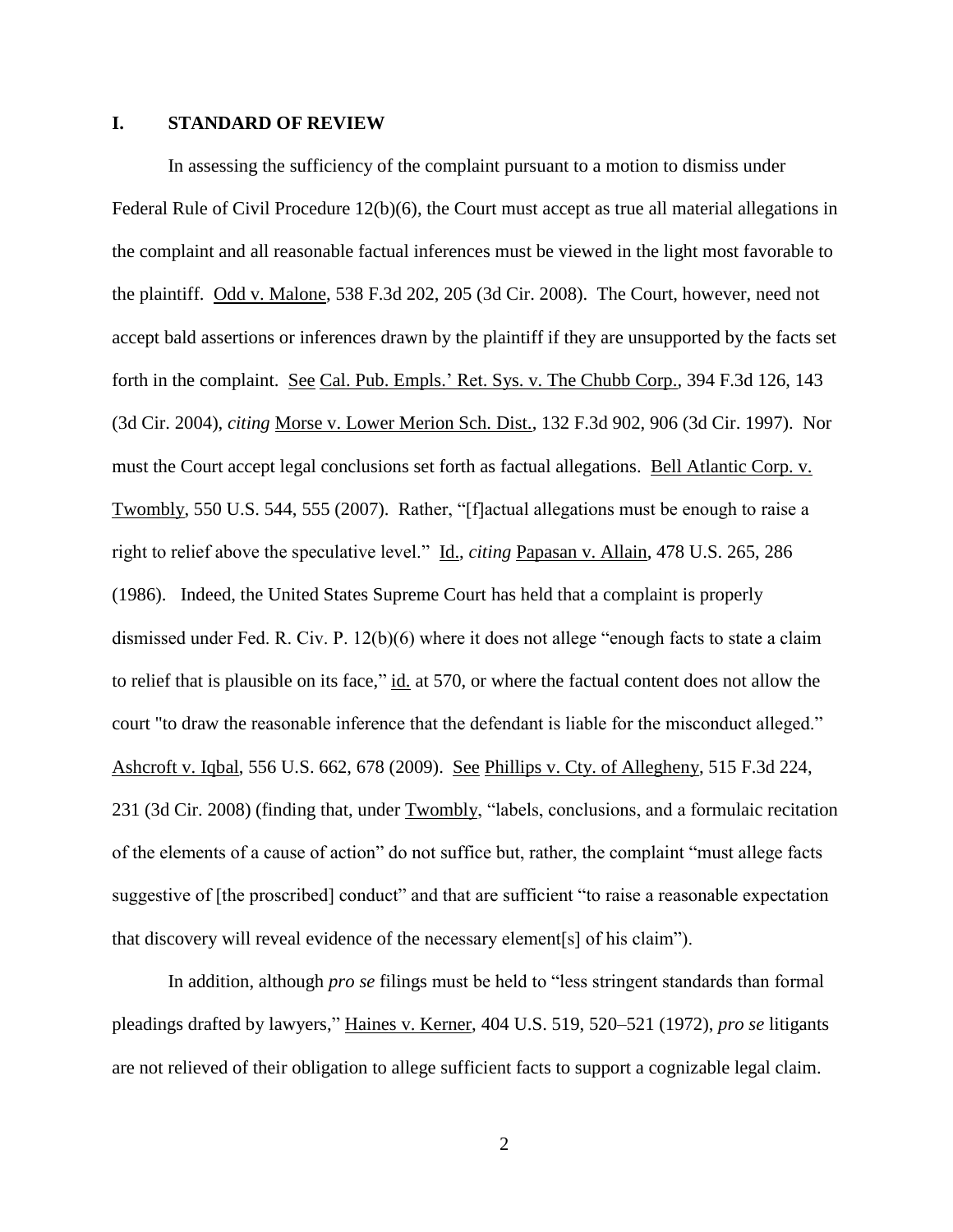## I. STANDARD OF REVIEW

In assessing the sufficiency of the complaint pursuant to a motion to dismiss under Federal Rule of Civil Procedure 12(b)(6), the Court must accept as true all material allegations in the complaint and all reasonable factual inferences must be viewed in the light most favorable to the plaintiff. Odd v. Malone, 538 F.3d 202, 205 (3d Cir. 2008). The Court, however, need not accept bald assertions or inferences drawn by the plaintiff if they are unsupported by the facts set forth in the complaint. See Cal. Pub. Empls.' Ret. Sys. v. The Chubb Corp., 394 F.3d 126, 143 (3d Cir. 2004), *citing* Morse v. Lower Merion Sch. Dist., 132 F.3d 902, 906 (3d Cir. 1997). Nor must the Court accept legal conclusions set forth as factual allegations. Bell Atlantic Corp. v. Twombly, 550 U.S. 544, 555 (2007). Rather, "[f]actual allegations must be enough to raise a right to relief above the speculative level." Id., *citing* Papasan v. Allain, 478 U.S. 265, 286 (1986). Indeed, the United States Supreme Court has held that a complaint is properly dismissed under Fed. R. Civ. P. 12(b)(6) where it does not allege "enough facts to state a claim to relief that is plausible on its face," id. at 570, or where the factual content does not allow the court "to draw the reasonable inference that the defendant is liable for the misconduct alleged." Ashcroft v. Iqbal, 556 U.S. 662, 678 (2009). See Phillips v. Cty. of Allegheny, 515 F.3d 224, 231 (3d Cir. 2008) (finding that, under Twombly, "labels, conclusions, and a formulaic recitation of the elements of a cause of action" do not suffice but, rather, the complaint "must allege facts suggestive of [the proscribed] conduct" and that are sufficient "to raise a reasonable expectation that discovery will reveal evidence of the necessary element[s] of his claim").

In addition, although *pro se* filings must be held to "less stringent standards than formal pleadings drafted by lawyers," Haines v. Kerner, 404 U.S. 519, 520–521 (1972), *pro se* litigants are not relieved of their obligation to allege sufficient facts to support a cognizable legal claim.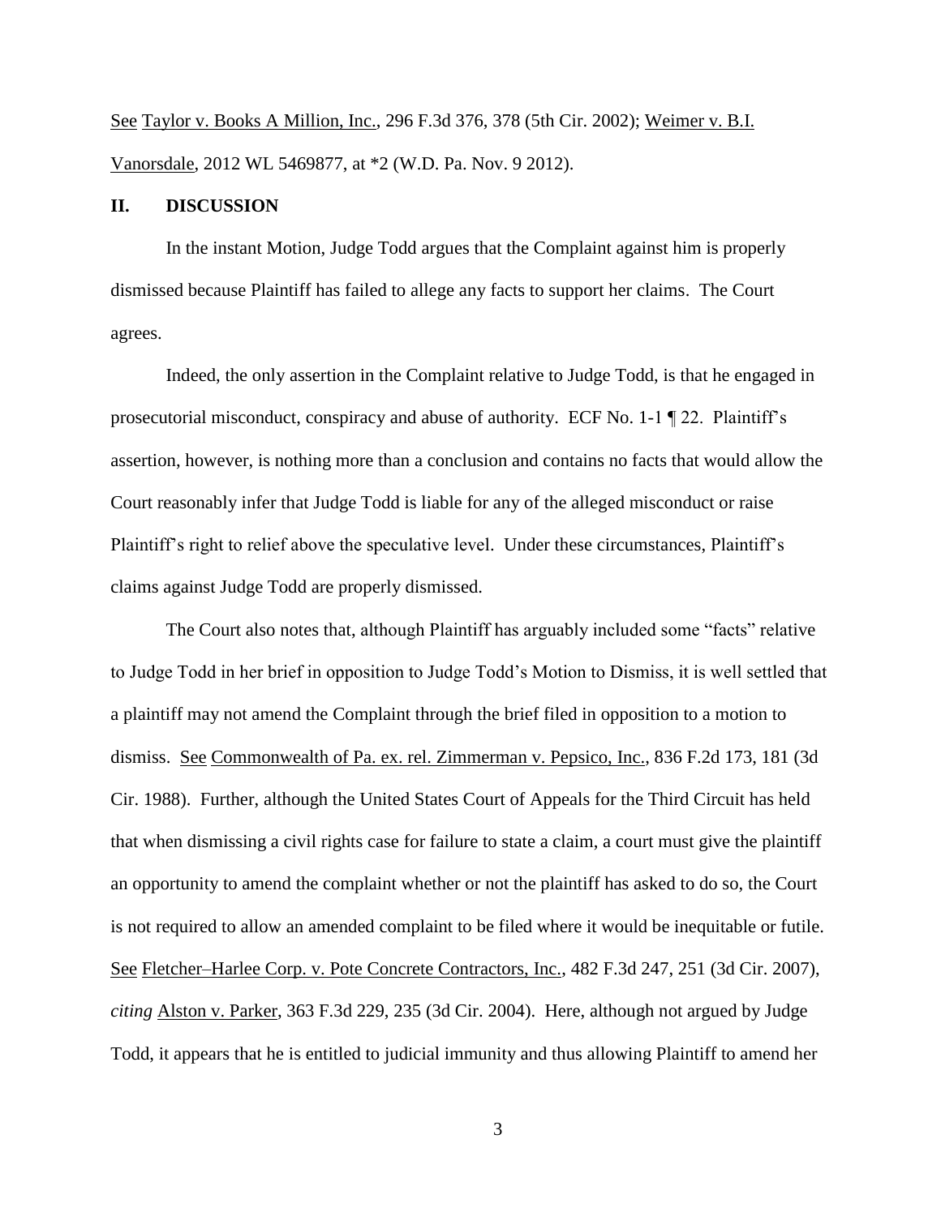See Taylor v. Books A Million, Inc., 296 F.3d 376, 378 (5th Cir. 2002); Weimer v. B.I. Vanorsdale, 2012 WL 5469877, at *2 (W.D. Pa. Nov. 9 2012).

## II. DISCUSSION

In the instant Motion, Judge Todd argues that the Complaint against him is properly dismissed because Plaintiff has failed to allege any facts to support her claims. The Court agrees.

Indeed, the only assertion in the Complaint relative to Judge Todd, is that he engaged in prosecutorial misconduct, conspiracy and abuse of authority. ECF No. 1-1 ¶ 22. Plaintiff's assertion, however, is nothing more than a conclusion and contains no facts that would allow the Court reasonably infer that Judge Todd is liable for any of the alleged misconduct or raise Plaintiff's right to relief above the speculative level. Under these circumstances, Plaintiff's claims against Judge Todd are properly dismissed.

The Court also notes that, although Plaintiff has arguably included some "facts" relative to Judge Todd in her brief in opposition to Judge Todd's Motion to Dismiss, it is well settled that a plaintiff may not amend the Complaint through the brief filed in opposition to a motion to dismiss. See Commonwealth of Pa. ex. rel. Zimmerman v. Pepsico, Inc., 836 F.2d 173, 181 (3d Cir. 1988). Further, although the United States Court of Appeals for the Third Circuit has held that when dismissing a civil rights case for failure to state a claim, a court must give the plaintiff an opportunity to amend the complaint whether or not the plaintiff has asked to do so, the Court is not required to allow an amended complaint to be filed where it would be inequitable or futile. See Fletcher–Harlee Corp. v. Pote Concrete Contractors, Inc., 482 F.3d 247, 251 (3d Cir. 2007), *citing* Alston v. Parker, 363 F.3d 229, 235 (3d Cir. 2004). Here, although not argued by Judge Todd, it appears that he is entitled to judicial immunity and thus allowing Plaintiff to amend her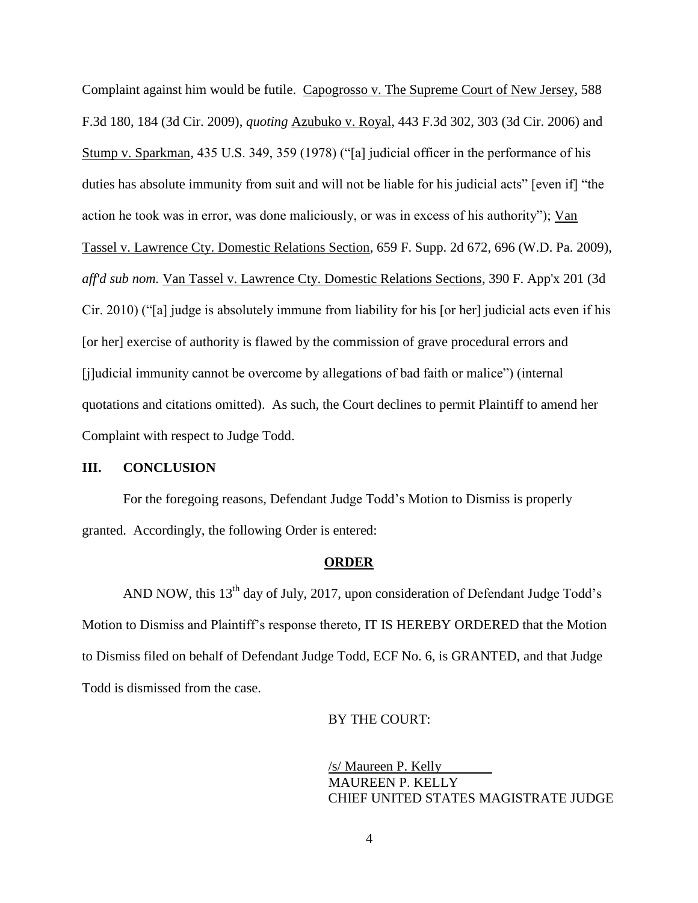Complaint against him would be futile. Capogrosso v. The Supreme Court of New Jersey, 588 F.3d 180, 184 (3d Cir. 2009), *quoting* Azubuko v. Royal, 443 F.3d 302, 303 (3d Cir. 2006) and Stump v. Sparkman, 435 U.S. 349, 359 (1978) ("[a] judicial officer in the performance of his duties has absolute immunity from suit and will not be liable for his judicial acts" [even if] "the action he took was in error, was done maliciously, or was in excess of his authority"); Van Tassel v. Lawrence Cty. Domestic Relations Section, 659 F. Supp. 2d 672, 696 (W.D. Pa. 2009), *aff'd sub nom.* Van Tassel v. Lawrence Cty. Domestic Relations Sections, 390 F. App'x 201 (3d Cir. 2010) ("[a] judge is absolutely immune from liability for his [or her] judicial acts even if his [or her] exercise of authority is flawed by the commission of grave procedural errors and [j]udicial immunity cannot be overcome by allegations of bad faith or malice") (internal quotations and citations omitted). As such, the Court declines to permit Plaintiff to amend her Complaint with respect to Judge Todd.

## III. CONCLUSION

For the foregoing reasons, Defendant Judge Todd's Motion to Dismiss is properly granted. Accordingly, the following Order is entered:

**ORDER**

AND NOW, this 13th day of July, 2017, upon consideration of Defendant Judge Todd's Motion to Dismiss and Plaintiff's response thereto, IT IS HEREBY ORDERED that the Motion to Dismiss filed on behalf of Defendant Judge Todd, ECF No. 6, is GRANTED, and that Judge Todd is dismissed from the case.

BY THE COURT:

/s/ Maureen P. Kelly
MAUREEN P. KELLY
CHIEF UNITED STATES MAGISTRATE JUDGE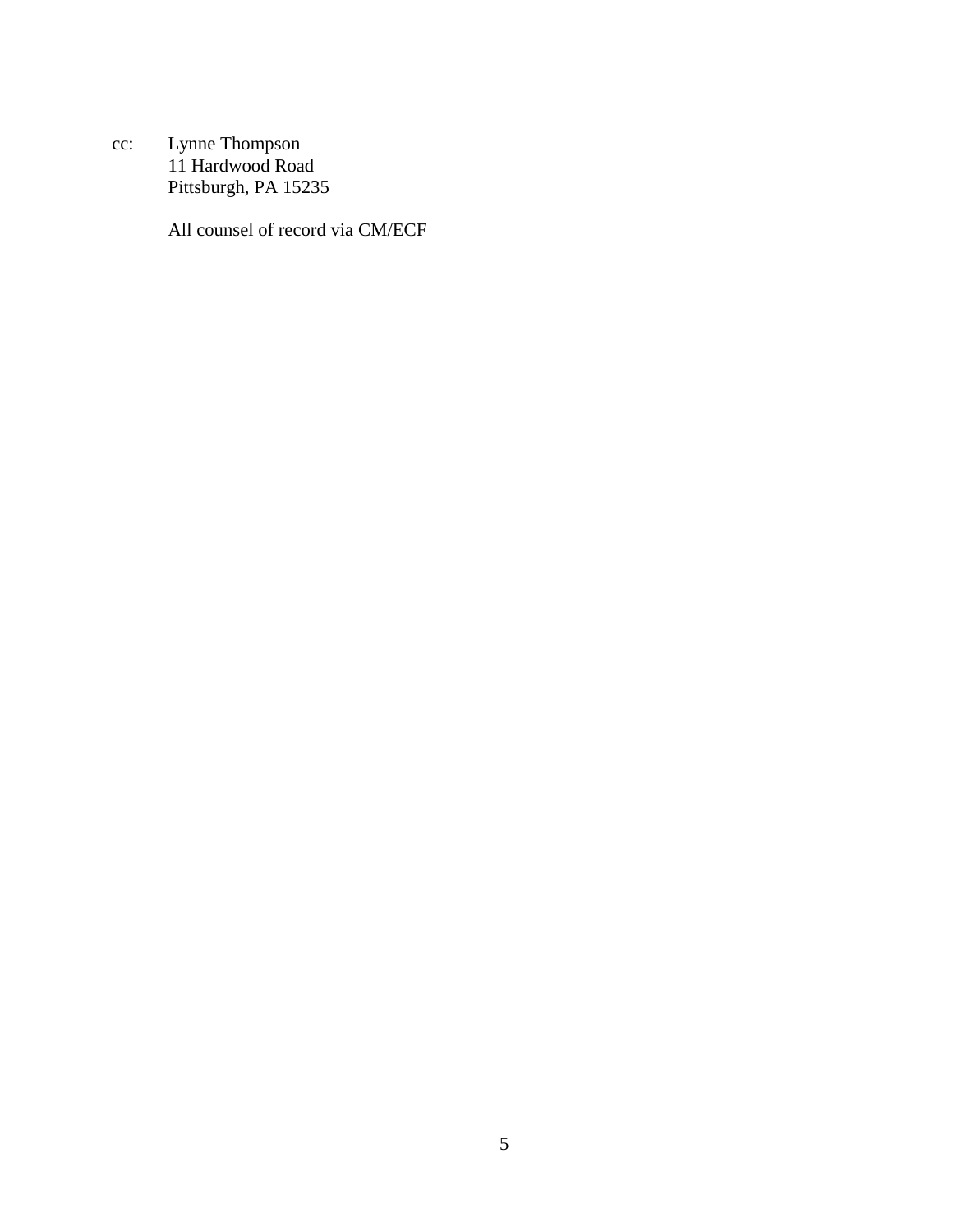cc: Lynne Thompson
11 Hardwood Road
Pittsburgh, PA 15235

All counsel of record via CM/ECF